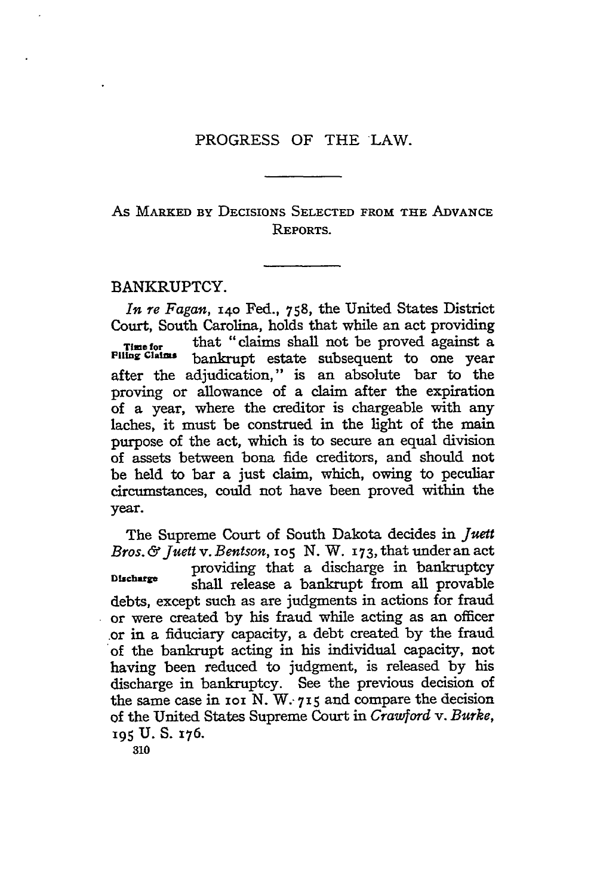# PROGRESS OF THE LAW.

## As Marked by Decisions Selected from the Advance Reports.

## BANKRUPTCY.

Time for Filing Claims

*In re Fagan*, 140 Fed., 758, the United States District Court, South Carolina, holds that while an act providing that "claims shall not be proved against a bankrupt estate subsequent to one year after the adjudication," is an absolute bar to the proving or allowance of a claim after the expiration of a year, where the creditor is chargeable with any laches, it must be construed in the light of the main purpose of the act, which is to secure an equal division of assets between bona fide creditors, and should not be held to bar a just claim, which, owing to peculiar circumstances, could not have been proved within the year.

Discharge

The Supreme Court of South Dakota decides in *Juett Bros. & Juett* v. *Bentson*, 105 N. W. 173, that under an act providing that a discharge in bankruptcy shall release a bankrupt from all provable debts, except such as are judgments in actions for fraud or were created by his fraud while acting as an officer or in a fiduciary capacity, a debt created by the fraud of the bankrupt acting in his individual capacity, not having been reduced to judgment, is released by his discharge in bankruptcy. See the previous decision of the same case in 101 N. W. 715 and compare the decision of the United States Supreme Court in *Crawford* v. *Burke*, 195 U. S. 176.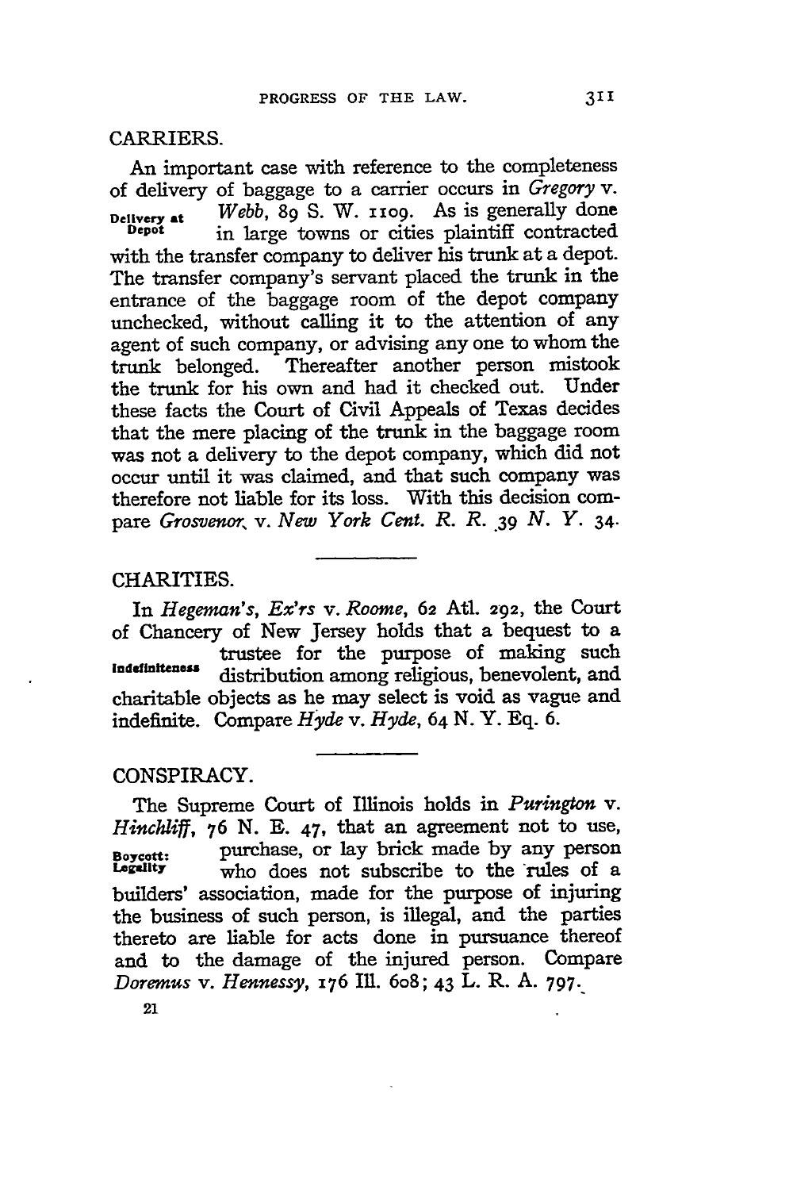## CARRIERS.

An important case with reference to the completeness of delivery of baggage to a carrier occurs in *Gregory* v. *Webb*, 89 S. W. 1109. As is generally done in large towns or cities plaintiff contracted with the transfer company to deliver his trunk at a depot. The transfer company's servant placed the trunk in the entrance of the baggage room of the depot company unchecked, without calling it to the attention of any agent of such company, or advising any one to whom the trunk belonged. Thereafter another person mistook the trunk for his own and had it checked out. Under these facts the Court of Civil Appeals of Texas decides that the mere placing of the trunk in the baggage room was not a delivery to the depot company, which did not occur until it was claimed, and that such company was therefore not liable for its loss. With this decision compare *Grosvenor* v. *New York Cent. R. R.* 39 *N. Y.* 34.

**Delivery at Depot**

## CHARITIES.

In *Hegeman's, Ex'rs* v. *Roome*, 62 Atl. 292, the Court of Chancery of New Jersey holds that a bequest to a trustee for the purpose of making such distribution among religious, benevolent, and charitable objects as he may select is void as vague and indefinite. Compare *Hyde* v. *Hyde*, 64 N. Y. Eq. 6.

**Indefiniteness**

## CONSPIRACY.

The Supreme Court of Illinois holds in *Purington* v. *Hinchliff*, 76 N. E. 47, that an agreement not to use, purchase, or lay brick made by any person who does not subscribe to the rules of a builders' association, made for the purpose of injuring the business of such person, is illegal, and the parties thereto are liable for acts done in pursuance thereof and to the damage of the injured person. Compare *Doremus* v. *Hennessy*, 176 Ill. 608; 43 L. R. A. 797.

**Boycott: Legality**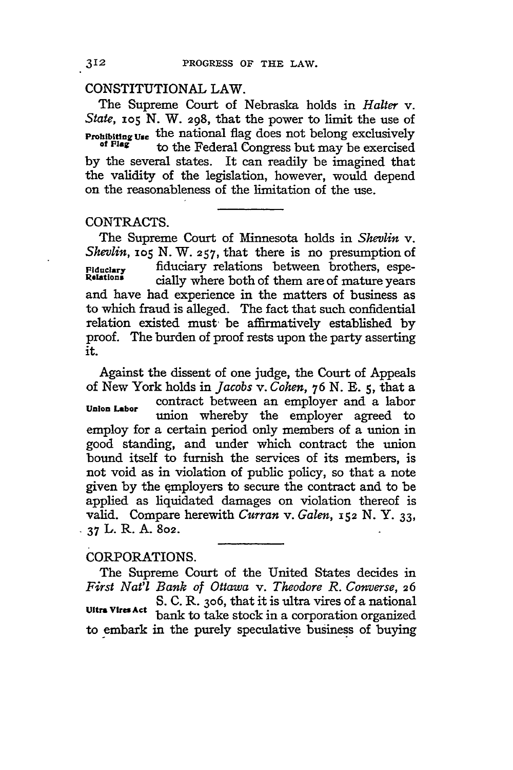## CONSTITUTIONAL LAW.

The Supreme Court of Nebraska holds in *Halter* v. *State*, 105 N. W. 298, that the power to limit the use of the national flag does not belong exclusively to the Federal Congress but may be exercised by the several states. It can readily be imagined that the validity of the legislation, however, would depend on the reasonableness of the limitation of the use.

**Prohibiting Use of Flag**

## CONTRACTS.

The Supreme Court of Minnesota holds in *Shevlin* v. *Shevlin*, 105 N. W. 257, that there is no presumption of fiduciary relations between brothers, especially where both of them are of mature years and have had experience in the matters of business as to which fraud is alleged. The fact that such confidential relation existed must be affirmatively established by proof. The burden of proof rests upon the party asserting it.

**Fiduciary Relations**

Against the dissent of one judge, the Court of Appeals of New York holds in *Jacobs* v. *Cohen*, 76 N. E. 5, that a contract between an employer and a labor union whereby the employer agreed to employ for a certain period only members of a union in good standing, and under which contract the union bound itself to furnish the services of its members, is not void as in violation of public policy, so that a note given by the employers to secure the contract and to be applied as liquidated damages on violation thereof is valid. Compare herewith *Curran* v. *Galen*, 152 N. Y. 33, 37 L. R. A. 802.

**Union Labor**

## CORPORATIONS.

The Supreme Court of the United States decides in *First Nat'l Bank of Ottawa* v. *Theodore R. Converse*, 26 S. C. R. 306, that it is ultra vires of a national bank to take stock in a corporation organized to embark in the purely speculative business of buying

**Ultra Vires Act**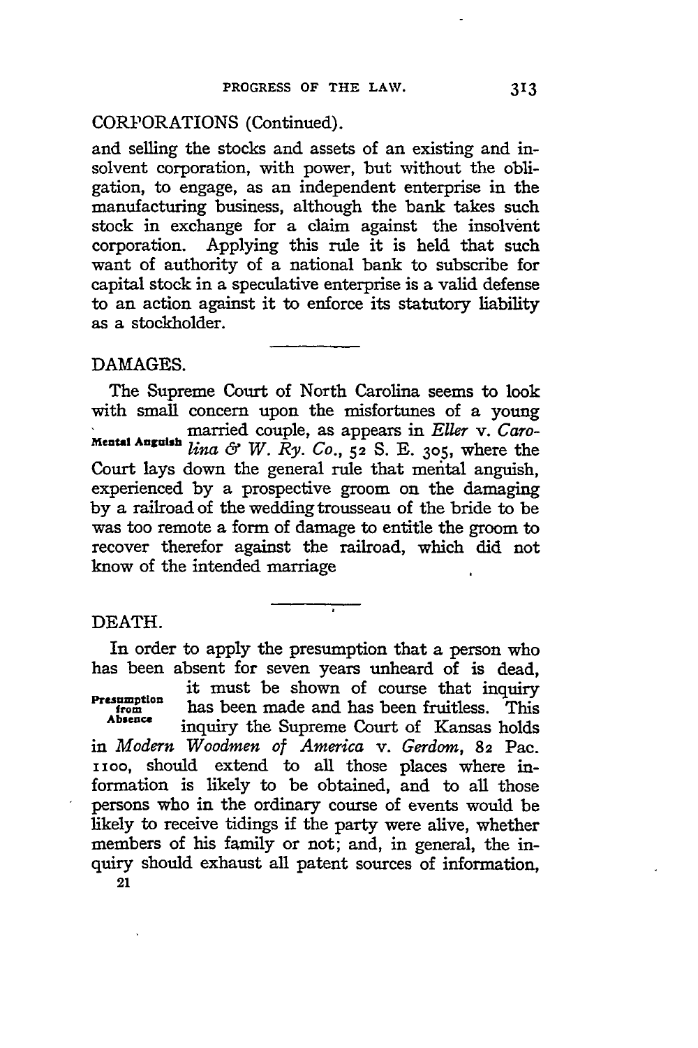## CORPORATIONS (Continued).

and selling the stocks and assets of an existing and insolvent corporation, with power, but without the obligation, to engage, as an independent enterprise in the manufacturing business, although the bank takes such stock in exchange for a claim against the insolvent corporation. Applying this rule it is held that such want of authority of a national bank to subscribe for capital stock in a speculative enterprise is a valid defense to an action against it to enforce its statutory liability as a stockholder.

## DAMAGES.

**Mental Anguish**

The Supreme Court of North Carolina seems to look with small concern upon the misfortunes of a young married couple, as appears in *Eller* v. *Carolina & W. Ry. Co.*, 52 S. E. 305, where the Court lays down the general rule that mental anguish, experienced by a prospective groom on the damaging by a railroad of the wedding trousseau of the bride to be was too remote a form of damage to entitle the groom to recover therefor against the railroad, which did not know of the intended marriage

## DEATH.

**Presumption from Absence**

In order to apply the presumption that a person who has been absent for seven years unheard of is dead, it must be shown of course that inquiry has been made and has been fruitless. This inquiry the Supreme Court of Kansas holds in *Modern Woodmen of America* v. *Gerdom*, 82 Pac. 1100, should extend to all those places where information is likely to be obtained, and to all those persons who in the ordinary course of events would be likely to receive tidings if the party were alive, whether members of his family or not; and, in general, the inquiry should exhaust all patent sources of information,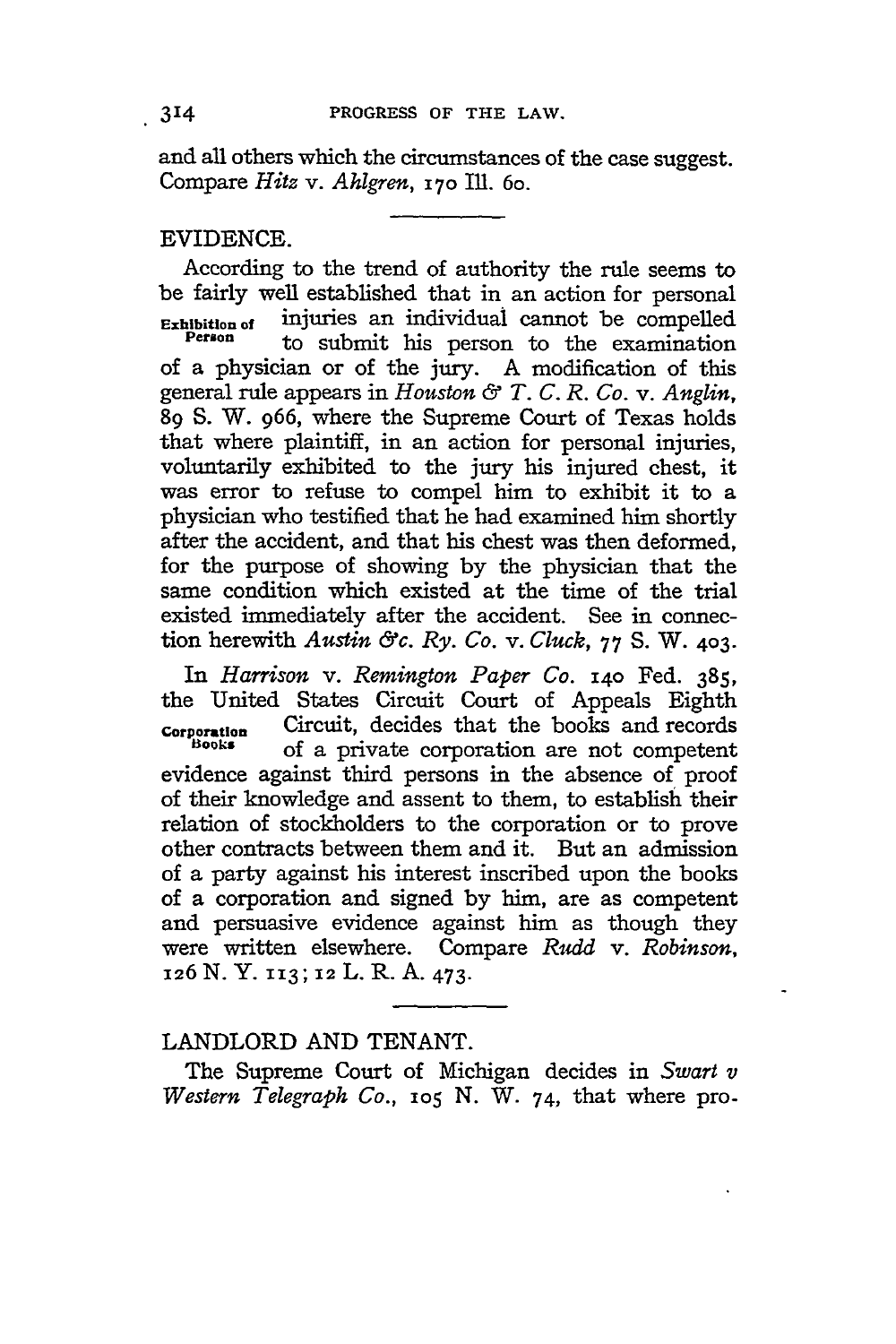and all others which the circumstances of the case suggest. Compare *Hitz* v. *Ahlgren*, 170 Ill. 60.

## EVIDENCE.

**Exhibition of Person**

According to the trend of authority the rule seems to be fairly well established that in an action for personal injuries an individual cannot be compelled to submit his person to the examination of a physician or of the jury. A modification of this general rule appears in *Houston & T. C. R. Co.* v. *Anglin*, 89 S. W. 966, where the Supreme Court of Texas holds that where plaintiff, in an action for personal injuries, voluntarily exhibited to the jury his injured chest, it was error to refuse to compel him to exhibit it to a physician who testified that he had examined him shortly after the accident, and that his chest was then deformed, for the purpose of showing by the physician that the same condition which existed at the time of the trial existed immediately after the accident. See in connection herewith *Austin &c. Ry. Co.* v. *Cluck*, 77 S. W. 403.

**Corporation Books**

In *Harrison* v. *Remington Paper Co.* 140 Fed. 385, the United States Circuit Court of Appeals Eighth Circuit, decides that the books and records of a private corporation are not competent evidence against third persons in the absence of proof of their knowledge and assent to them, to establish their relation of stockholders to the corporation or to prove other contracts between them and it. But an admission of a party against his interest inscribed upon the books of a corporation and signed by him, are as competent and persuasive evidence against him as though they were written elsewhere. Compare *Rudd* v. *Robinson*, 126 N. Y. 113; 12 L. R. A. 473.

## LANDLORD AND TENANT.

The Supreme Court of Michigan decides in *Swart v Western Telegraph Co.*, 105 N. W. 74, that where pro-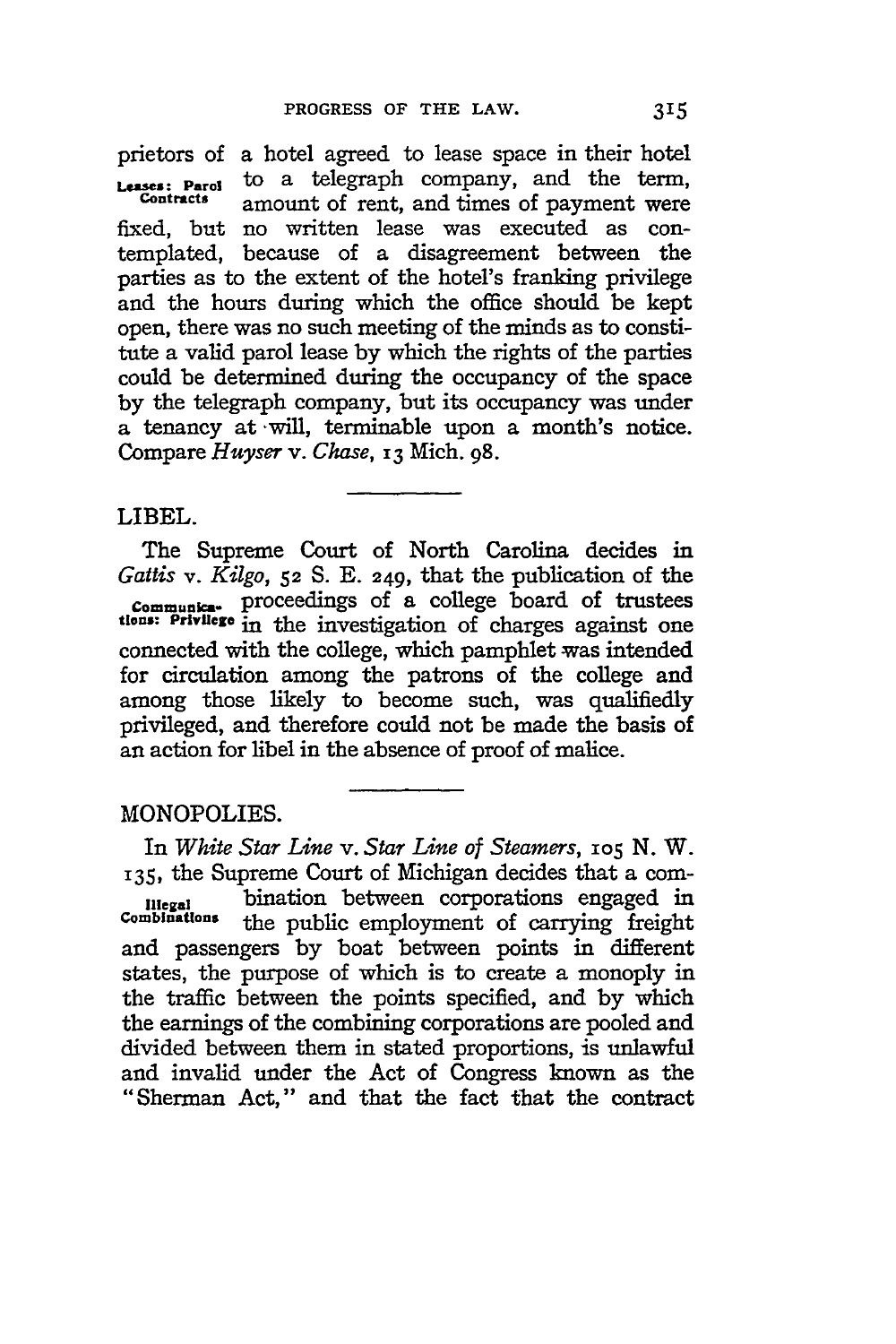prietors of a hotel agreed to lease space in their hotel to a telegraph company, and the term, amount of rent, and times of payment were fixed, but no written lease was executed as contemplated, because of a disagreement between the parties as to the extent of the hotel's franking privilege and the hours during which the office should be kept open, there was no such meeting of the minds as to constitute a valid parol lease by which the rights of the parties could be determined during the occupancy of the space by the telegraph company, but its occupancy was under a tenancy at will, terminable upon a month's notice. Compare *Huyser* v. *Chase*, 13 Mich. 98.

Leases: Parol Contracts

## LIBEL.

The Supreme Court of North Carolina decides in *Gattis* v. *Kilgo*, 52 S. E. 249, that the publication of the proceedings of a college board of trustees in the investigation of charges against one connected with the college, which pamphlet was intended for circulation among the patrons of the college and among those likely to become such, was qualifiedly privileged, and therefore could not be made the basis of an action for libel in the absence of proof of malice.

Communications: Privilege

## MONOPOLIES.

In *White Star Line* v. *Star Line of Steamers*, 105 N. W. 135, the Supreme Court of Michigan decides that a combination between corporations engaged in the public employment of carrying freight and passengers by boat between points in different states, the purpose of which is to create a monoply in the traffic between the points specified, and by which the earnings of the combining corporations are pooled and divided between them in stated proportions, is unlawful and invalid under the Act of Congress known as the "Sherman Act," and that the fact that the contract

Illegal Combinations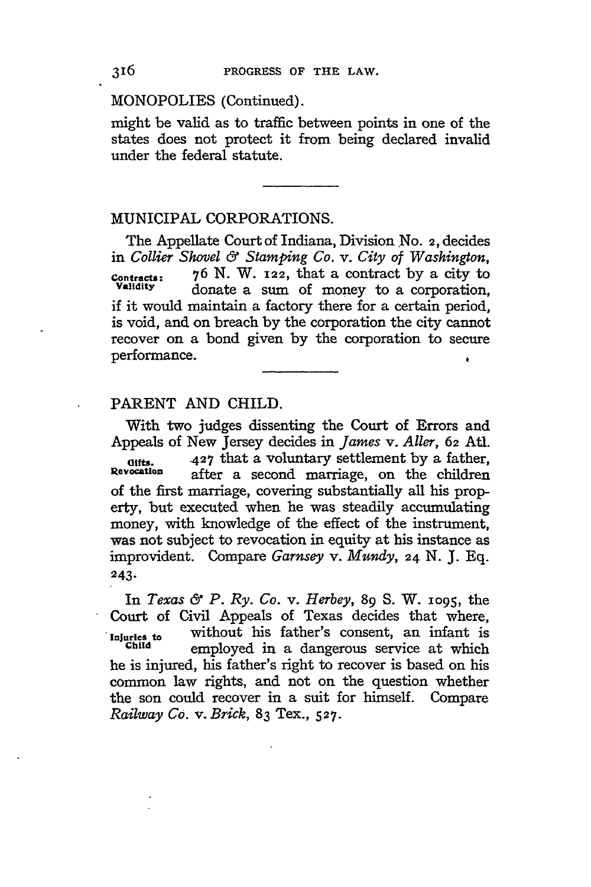MONOPOLIES (Continued).

might be valid as to traffic between points in one of the states does not protect it from being declared invalid under the federal statute.

## MUNICIPAL CORPORATIONS.

The Appellate Court of Indiana, Division No. 2, decides in *Collier Shovel & Stamping Co.* v. *City of Washington*, 76 N. W. 122, that a contract by a city to donate a sum of money to a corporation, if it would maintain a factory there for a certain period, is void, and on breach by the corporation the city cannot recover on a bond given by the corporation to secure performance.

**Contracts: Validity**

## PARENT AND CHILD.

With two judges dissenting the Court of Errors and Appeals of New Jersey decides in *James* v. *Aller*, 62 Atl. 427 that a voluntary settlement by a father, after a second marriage, on the children of the first marriage, covering substantially all his property, but executed when he was steadily accumulating money, with knowledge of the effect of the instrument, was not subject to revocation in equity at his instance as improvident. Compare *Garnsey* v. *Mundy*, 24 N. J. Eq. 243.

**Gifts. Revocation**

In *Texas & P. Ry. Co.* v. *Herbey*, 89 S. W. 1095, the Court of Civil Appeals of Texas decides that where, without his father's consent, an infant is employed in a dangerous service at which he is injured, his father's right to recover is based on his common law rights, and not on the question whether the son could recover in a suit for himself. Compare *Railway Co.* v. *Brick*, 83 Tex., 527.

**Injuries to Child**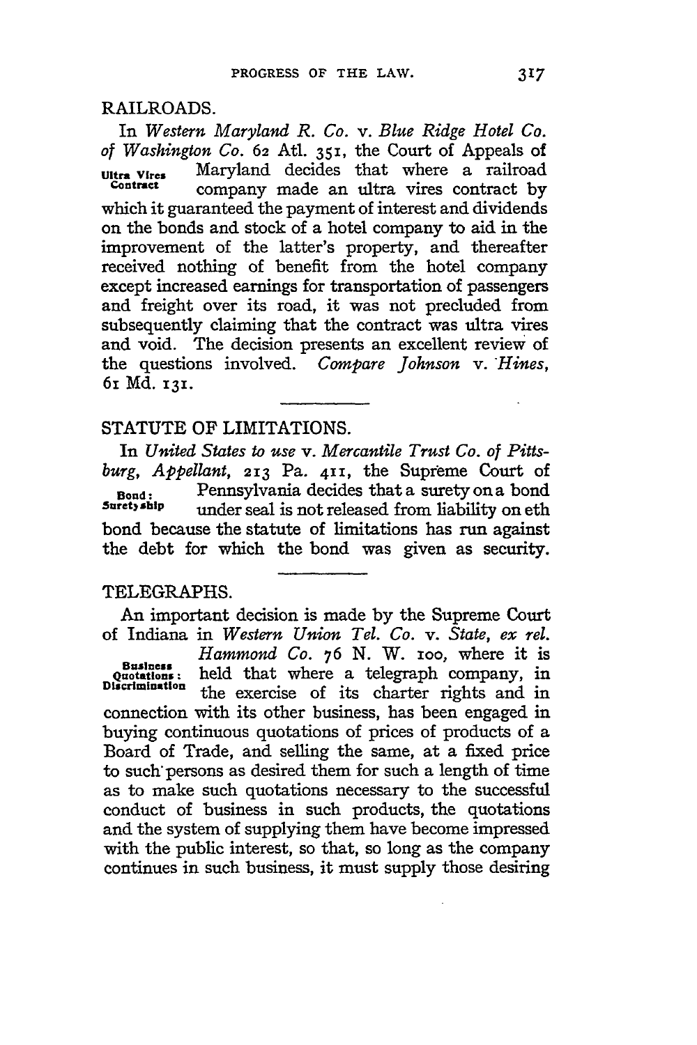## RAILROADS.

In *Western Maryland R. Co.* v. *Blue Ridge Hotel Co. of Washington Co.* 62 Atl. 351, the Court of Appeals of Maryland decides that where a railroad company made an ultra vires contract by which it guaranteed the payment of interest and dividends on the bonds and stock of a hotel company to aid in the improvement of the latter's property, and thereafter received nothing of benefit from the hotel company except increased earnings for transportation of passengers and freight over its road, it was not precluded from subsequently claiming that the contract was ultra vires and void. The decision presents an excellent review of the questions involved. *Compare Johnson* v. *Hines*, 61 Md. 131.

**Ultra Vires Contract**

## STATUTE OF LIMITATIONS.

In *United States to use* v. *Mercantile Trust Co. of Pittsburg, Appellant*, 213 Pa. 411, the Supreme Court of Pennsylvania decides that a surety on a bond under seal is not released from liability on eth bond because the statute of limitations has run against the debt for which the bond was given as security.

**Bond: Suretyship**

## TELEGRAPHS.

An important decision is made by the Supreme Court of Indiana in *Western Union Tel. Co.* v. *State, ex rel. Hammond Co.* 76 N. W. 100, where it is held that where a telegraph company, in the exercise of its charter rights and in connection with its other business, has been engaged in buying continuous quotations of prices of products of a Board of Trade, and selling the same, at a fixed price to such persons as desired them for such a length of time as to make such quotations necessary to the successful conduct of business in such products, the quotations and the system of supplying them have become impressed with the public interest, so that, so long as the company continues in such business, it must supply those desiring

**Business Quotations: Discrimination**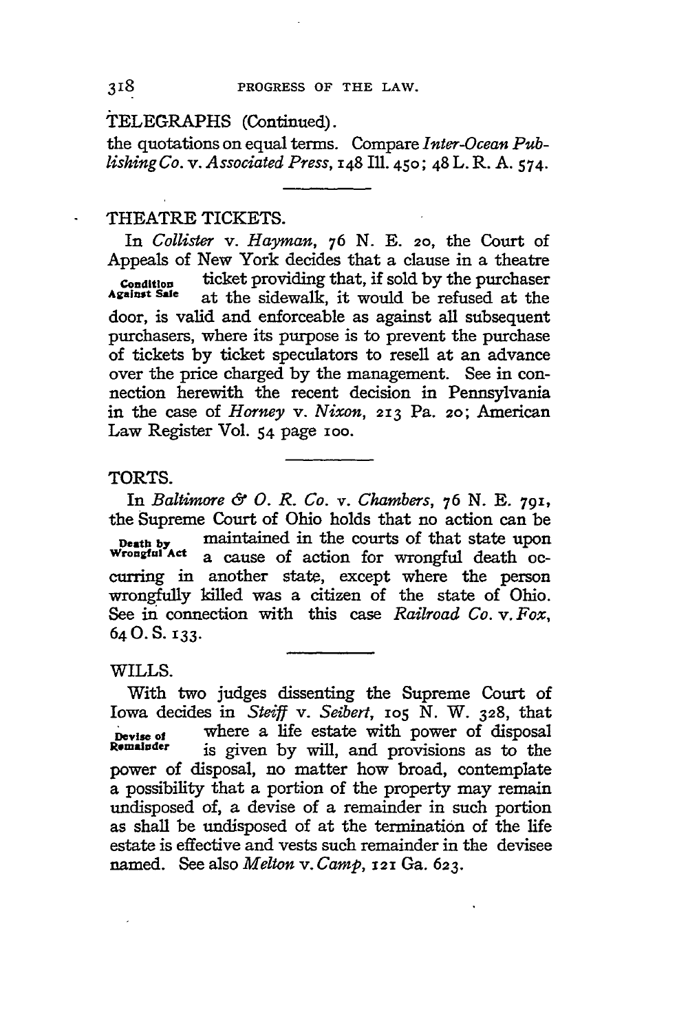TELEGRAPHS (Continued).

the quotations on equal terms. Compare *Inter-Ocean Publishing Co.* v. *Associated Press*, 148 Ill. 450; 48 L. R. A. 574.

## THEATRE TICKETS.

**Condition Against Sale**

In *Collister* v. *Hayman*, 76 N. E. 20, the Court of Appeals of New York decides that a clause in a theatre ticket providing that, if sold by the purchaser at the sidewalk, it would be refused at the door, is valid and enforceable as against all subsequent purchasers, where its purpose is to prevent the purchase of tickets by ticket speculators to resell at an advance over the price charged by the management. See in connection herewith the recent decision in Pennsylvania in the case of *Horney* v. *Nixon*, 213 Pa. 20; American Law Register Vol. 54 page 100.

## TORTS.

**Death by Wrongful Act**

In *Baltimore & O. R. Co.* v. *Chambers*, 76 N. E. 791, the Supreme Court of Ohio holds that no action can be maintained in the courts of that state upon a cause of action for wrongful death occurring in another state, except where the person wrongfully killed was a citizen of the state of Ohio. See in connection with this case *Railroad Co.* v. *Fox*, 64 O. S. 133.

## WILLS.

**Devise of Remainder**

With two judges dissenting the Supreme Court of Iowa decides in *Steiff* v. *Seibert*, 105 N. W. 328, that where a life estate with power of disposal is given by will, and provisions as to the power of disposal, no matter how broad, contemplate a possibility that a portion of the property may remain undisposed of, a devise of a remainder in such portion as shall be undisposed of at the termination of the life estate is effective and vests such remainder in the devisee named. See also *Melton* v. *Camp*, 121 Ga. 623.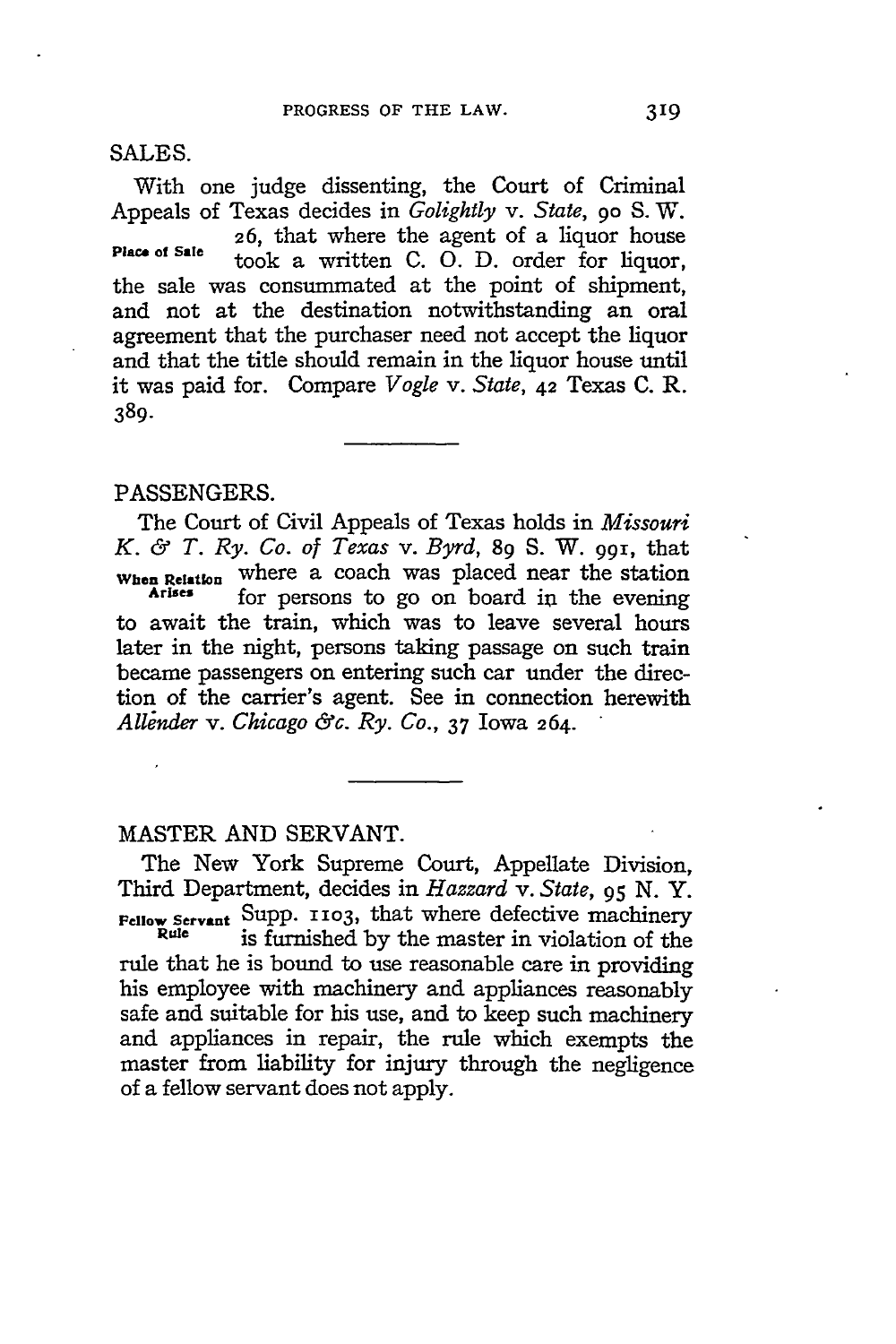## SALES.

With one judge dissenting, the Court of Criminal Appeals of Texas decides in *Golightly* v. *State*, 90 S. W. 26, that where the agent of a liquor house took a written C. O. D. order for liquor, the sale was consummated at the point of shipment, and not at the destination notwithstanding an oral agreement that the purchaser need not accept the liquor and that the title should remain in the liquor house until it was paid for. Compare *Vogle* v. *State*, 42 Texas C. R. 389.

Place of Sale

## PASSENGERS.

The Court of Civil Appeals of Texas holds in *Missouri K. & T. Ry. Co. of Texas* v. *Byrd*, 89 S. W. 991, that where a coach was placed near the station for persons to go on board in the evening to await the train, which was to leave several hours later in the night, persons taking passage on such train became passengers on entering such car under the direction of the carrier's agent. See in connection herewith *Allender* v. *Chicago &c. Ry. Co.*, 37 Iowa 264.

When Relation Arises

## MASTER AND SERVANT.

The New York Supreme Court, Appellate Division, Third Department, decides in *Hazzard* v. *State*, 95 N. Y. Supp. 1103, that where defective machinery is furnished by the master in violation of the rule that he is bound to use reasonable care in providing his employee with machinery and appliances reasonably safe and suitable for his use, and to keep such machinery and appliances in repair, the rule which exempts the master from liability for injury through the negligence of a fellow servant does not apply.

Fellow Servant Rule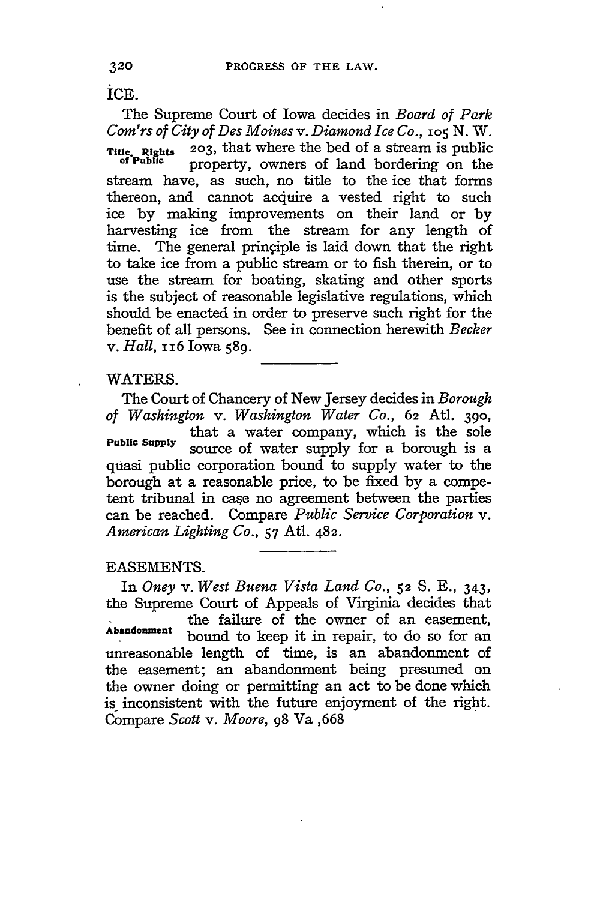## ICE.

The Supreme Court of Iowa decides in *Board of Park Com'rs of City of Des Moines* v. *Diamond Ice Co.*, 105 N. W. 203, that where the bed of a stream is public property, owners of land bordering on the stream have, as such, no title to the ice that forms thereon, and cannot acquire a vested right to such ice by making improvements on their land or by harvesting ice from the stream for any length of time. The general principle is laid down that the right to take ice from a public stream or to fish therein, or to use the stream for boating, skating and other sports is the subject of reasonable legislative regulations, which should be enacted in order to preserve such right for the benefit of all persons. See in connection herewith *Becker* v. *Hall*, 116 Iowa 589.

Title. Rights of Public

## WATERS.

The Court of Chancery of New Jersey decides in *Borough of Washington* v. *Washington Water Co.*, 62 Atl. 390, that a water company, which is the sole source of water supply for a borough is a quasi public corporation bound to supply water to the borough at a reasonable price, to be fixed by a competent tribunal in case no agreement between the parties can be reached. Compare *Public Service Corporation* v. *American Lighting Co.*, 57 Atl. 482.

Public Supply

## EASEMENTS.

In *Oney* v. *West Buena Vista Land Co.*, 52 S. E., 343, the Supreme Court of Appeals of Virginia decides that the failure of the owner of an easement, bound to keep it in repair, to do so for an unreasonable length of time, is an abandonment of the easement; an abandonment being presumed on the owner doing or permitting an act to be done which is inconsistent with the future enjoyment of the right. Compare *Scott* v. *Moore*, 98 Va ,668

Abandonment